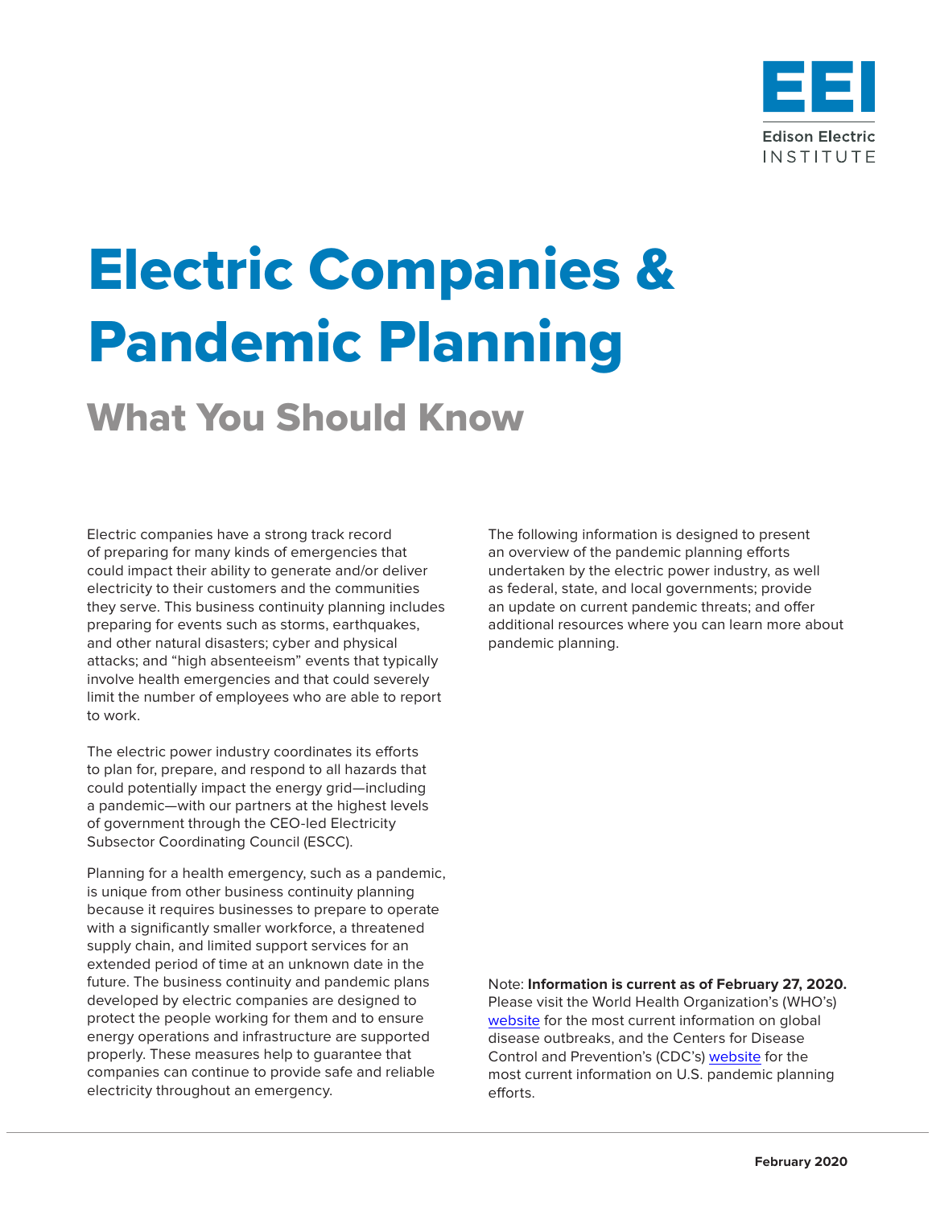# Electric Companies & Pandemic Planning

## What You Should Know

Electric companies have a strong track record of preparing for many kinds of emergencies that could impact their ability to generate and/or deliver electricity to their customers and the communities they serve. This business continuity planning includes preparing for events such as storms, earthquakes, and other natural disasters; cyber and physical attacks; and "high absenteeism" events that typically involve health emergencies and that could severely limit the number of employees who are able to report to work.

The electric power industry coordinates its efforts to plan for, prepare, and respond to all hazards that could potentially impact the energy grid—including a pandemic—with our partners at the highest levels of government through the CEO-led Electricity Subsector Coordinating Council (ESCC).

Planning for a health emergency, such as a pandemic, is unique from other business continuity planning because it requires businesses to prepare to operate with a significantly smaller workforce, a threatened supply chain, and limited support services for an extended period of time at an unknown date in the future. The business continuity and pandemic plans developed by electric companies are designed to protect the people working for them and to ensure energy operations and infrastructure are supported properly. These measures help to guarantee that companies can continue to provide safe and reliable electricity throughout an emergency.

The following information is designed to present an overview of the pandemic planning efforts undertaken by the electric power industry, as well as federal, state, and local governments; provide an update on current pandemic threats; and offer additional resources where you can learn more about pandemic planning.

Note: **Information is current as of February 27, 2020.** Please visit the World Health Organization's (WHO's) website for the most current information on global disease outbreaks, and the Centers for Disease Control and Prevention's (CDC's) website for the most current information on U.S. pandemic planning efforts.

February 2020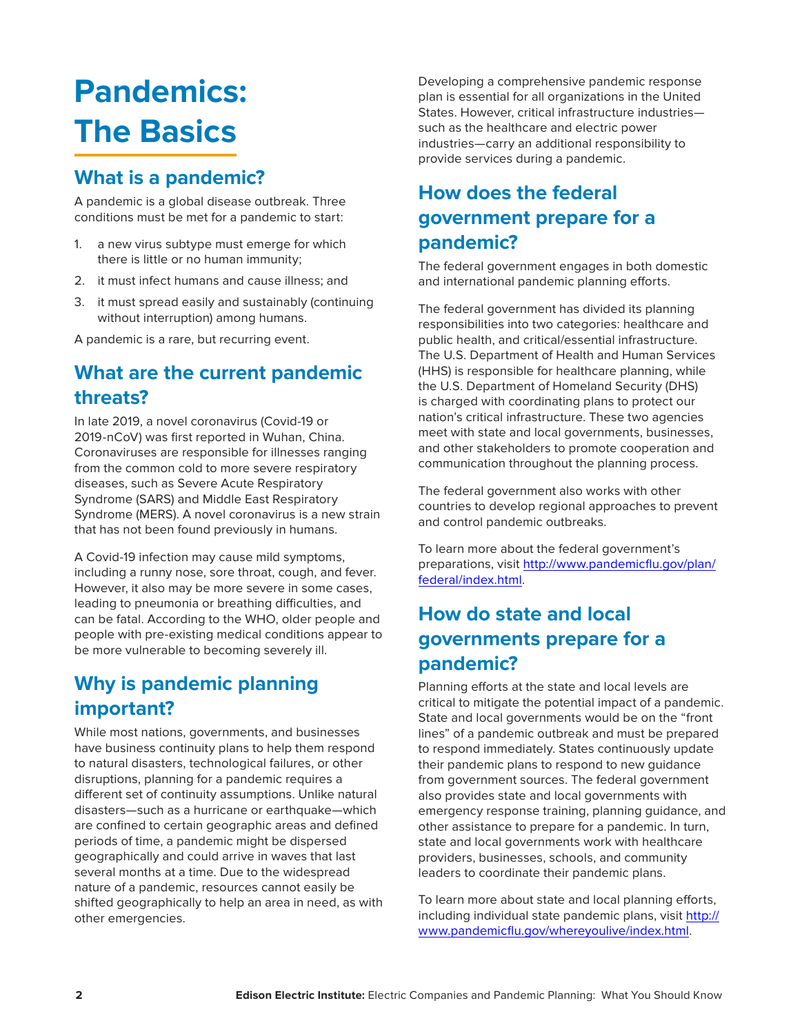# Pandemics: The Basics

## What is a pandemic?

A pandemic is a global disease outbreak. Three conditions must be met for a pandemic to start:

1. a new virus subtype must emerge for which there is little or no human immunity;
2. it must infect humans and cause illness; and
3. it must spread easily and sustainably (continuing without interruption) among humans.

A pandemic is a rare, but recurring event.

## What are the current pandemic threats?

In late 2019, a novel coronavirus (Covid-19 or 2019-nCoV) was first reported in Wuhan, China. Coronaviruses are responsible for illnesses ranging from the common cold to more severe respiratory diseases, such as Severe Acute Respiratory Syndrome (SARS) and Middle East Respiratory Syndrome (MERS). A novel coronavirus is a new strain that has not been found previously in humans.

A Covid-19 infection may cause mild symptoms, including a runny nose, sore throat, cough, and fever. However, it also may be more severe in some cases, leading to pneumonia or breathing difficulties, and can be fatal. According to the WHO, older people and people with pre-existing medical conditions appear to be more vulnerable to becoming severely ill.

## Why is pandemic planning important?

While most nations, governments, and businesses have business continuity plans to help them respond to natural disasters, technological failures, or other disruptions, planning for a pandemic requires a different set of continuity assumptions. Unlike natural disasters—such as a hurricane or earthquake—which are confined to certain geographic areas and defined periods of time, a pandemic might be dispersed geographically and could arrive in waves that last several months at a time. Due to the widespread nature of a pandemic, resources cannot easily be shifted geographically to help an area in need, as with other emergencies.

Developing a comprehensive pandemic response plan is essential for all organizations in the United States. However, critical infrastructure industries—such as the healthcare and electric power industries—carry an additional responsibility to provide services during a pandemic.

## How does the federal government prepare for a pandemic?

The federal government engages in both domestic and international pandemic planning efforts.

The federal government has divided its planning responsibilities into two categories: healthcare and public health, and critical/essential infrastructure. The U.S. Department of Health and Human Services (HHS) is responsible for healthcare planning, while the U.S. Department of Homeland Security (DHS) is charged with coordinating plans to protect our nation's critical infrastructure. These two agencies meet with state and local governments, businesses, and other stakeholders to promote cooperation and communication throughout the planning process.

The federal government also works with other countries to develop regional approaches to prevent and control pandemic outbreaks.

To learn more about the federal government's preparations, visit http://www.pandemicflu.gov/plan/federal/index.html.

## How do state and local governments prepare for a pandemic?

Planning efforts at the state and local levels are critical to mitigate the potential impact of a pandemic. State and local governments would be on the "front lines" of a pandemic outbreak and must be prepared to respond immediately. States continuously update their pandemic plans to respond to new guidance from government sources. The federal government also provides state and local governments with emergency response training, planning guidance, and other assistance to prepare for a pandemic. In turn, state and local governments work with healthcare providers, businesses, schools, and community leaders to coordinate their pandemic plans.

To learn more about state and local planning efforts, including individual state pandemic plans, visit http://www.pandemicflu.gov/whereyoulive/index.html.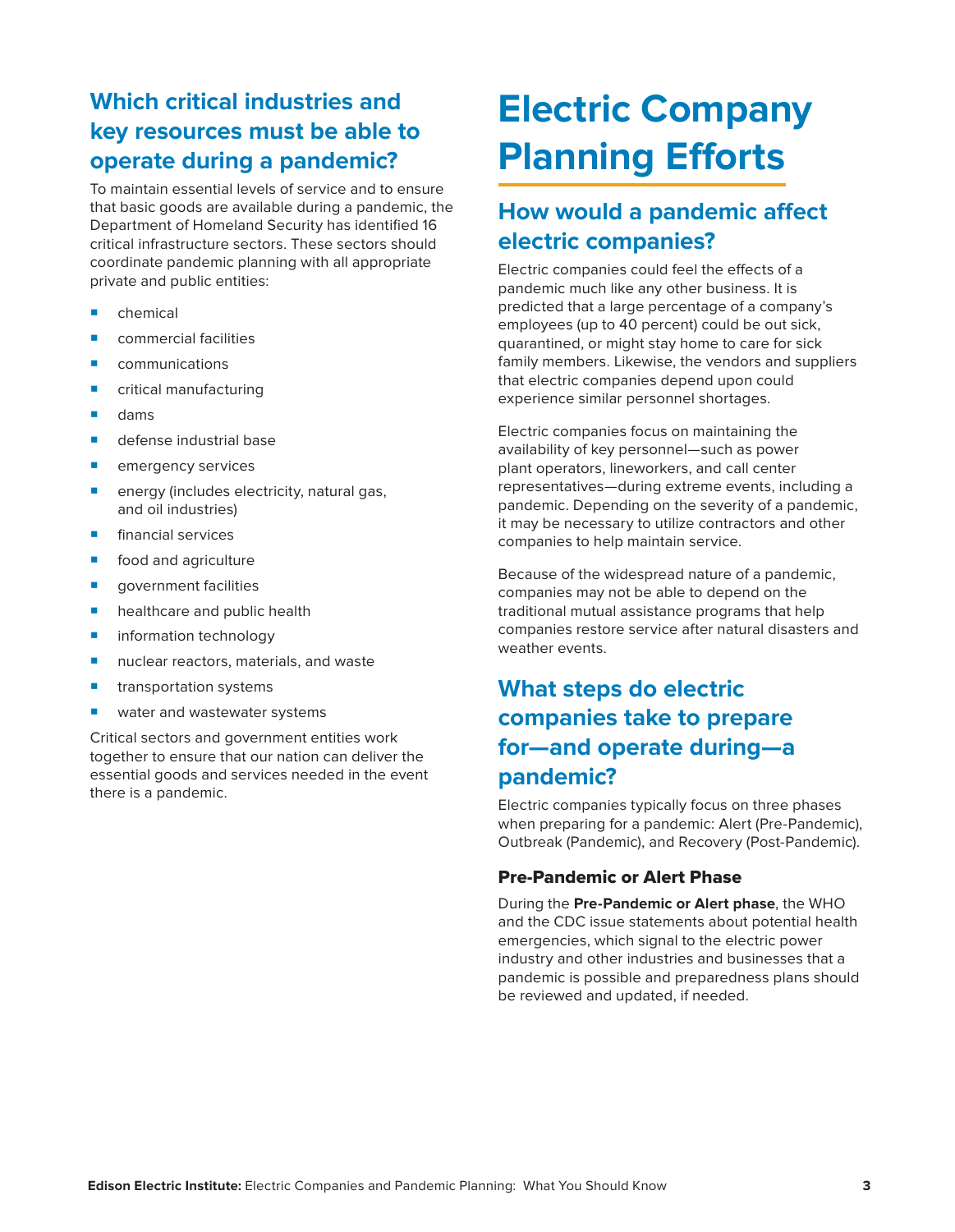## Which critical industries and key resources must be able to operate during a pandemic?

To maintain essential levels of service and to ensure that basic goods are available during a pandemic, the Department of Homeland Security has identified 16 critical infrastructure sectors. These sectors should coordinate pandemic planning with all appropriate private and public entities:

- chemical
- commercial facilities
- communications
- critical manufacturing
- dams
- defense industrial base
- emergency services
- energy (includes electricity, natural gas, and oil industries)
- financial services
- food and agriculture
- government facilities
- healthcare and public health
- information technology
- nuclear reactors, materials, and waste
- transportation systems
- water and wastewater systems

Critical sectors and government entities work together to ensure that our nation can deliver the essential goods and services needed in the event there is a pandemic.

# Electric Company Planning Efforts

## How would a pandemic affect electric companies?

Electric companies could feel the effects of a pandemic much like any other business. It is predicted that a large percentage of a company's employees (up to 40 percent) could be out sick, quarantined, or might stay home to care for sick family members. Likewise, the vendors and suppliers that electric companies depend upon could experience similar personnel shortages.

Electric companies focus on maintaining the availability of key personnel—such as power plant operators, lineworkers, and call center representatives—during extreme events, including a pandemic. Depending on the severity of a pandemic, it may be necessary to utilize contractors and other companies to help maintain service.

Because of the widespread nature of a pandemic, companies may not be able to depend on the traditional mutual assistance programs that help companies restore service after natural disasters and weather events.

## What steps do electric companies take to prepare for—and operate during—a pandemic?

Electric companies typically focus on three phases when preparing for a pandemic: Alert (Pre-Pandemic), Outbreak (Pandemic), and Recovery (Post-Pandemic).

### Pre-Pandemic or Alert Phase

During the **Pre-Pandemic or Alert phase**, the WHO and the CDC issue statements about potential health emergencies, which signal to the electric power industry and other industries and businesses that a pandemic is possible and preparedness plans should be reviewed and updated, if needed.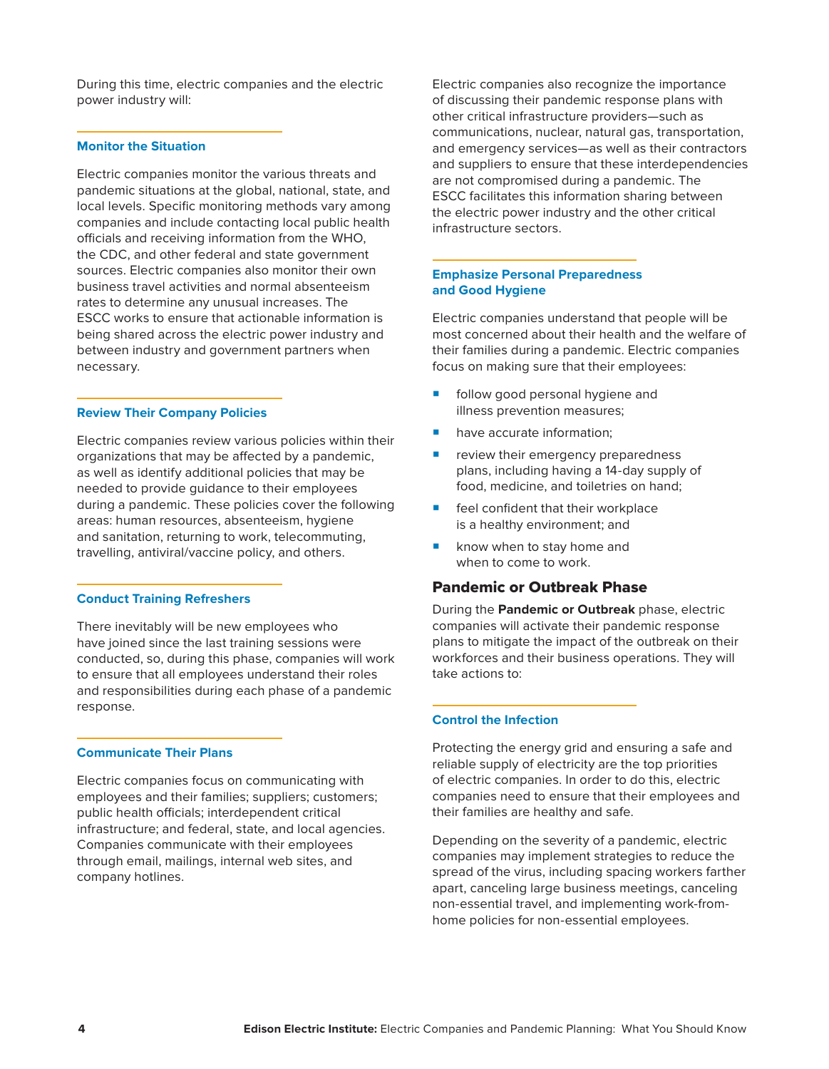During this time, electric companies and the electric power industry will:

### Monitor the Situation

Electric companies monitor the various threats and pandemic situations at the global, national, state, and local levels. Specific monitoring methods vary among companies and include contacting local public health officials and receiving information from the WHO, the CDC, and other federal and state government sources. Electric companies also monitor their own business travel activities and normal absenteeism rates to determine any unusual increases. The ESCC works to ensure that actionable information is being shared across the electric power industry and between industry and government partners when necessary.

### Review Their Company Policies

Electric companies review various policies within their organizations that may be affected by a pandemic, as well as identify additional policies that may be needed to provide guidance to their employees during a pandemic. These policies cover the following areas: human resources, absenteeism, hygiene and sanitation, returning to work, telecommuting, travelling, antiviral/vaccine policy, and others.

### Conduct Training Refreshers

There inevitably will be new employees who have joined since the last training sessions were conducted, so, during this phase, companies will work to ensure that all employees understand their roles and responsibilities during each phase of a pandemic response.

### Communicate Their Plans

Electric companies focus on communicating with employees and their families; suppliers; customers; public health officials; interdependent critical infrastructure; and federal, state, and local agencies. Companies communicate with their employees through email, mailings, internal web sites, and company hotlines.

Electric companies also recognize the importance of discussing their pandemic response plans with other critical infrastructure providers—such as communications, nuclear, natural gas, transportation, and emergency services—as well as their contractors and suppliers to ensure that these interdependencies are not compromised during a pandemic. The ESCC facilitates this information sharing between the electric power industry and the other critical infrastructure sectors.

### Emphasize Personal Preparedness and Good Hygiene

Electric companies understand that people will be most concerned about their health and the welfare of their families during a pandemic. Electric companies focus on making sure that their employees:

- follow good personal hygiene and illness prevention measures;
- have accurate information;
- review their emergency preparedness plans, including having a 14-day supply of food, medicine, and toiletries on hand;
- feel confident that their workplace is a healthy environment; and
- know when to stay home and when to come to work.

## Pandemic or Outbreak Phase

During the **Pandemic or Outbreak** phase, electric companies will activate their pandemic response plans to mitigate the impact of the outbreak on their workforces and their business operations. They will take actions to:

### Control the Infection

Protecting the energy grid and ensuring a safe and reliable supply of electricity are the top priorities of electric companies. In order to do this, electric companies need to ensure that their employees and their families are healthy and safe.

Depending on the severity of a pandemic, electric companies may implement strategies to reduce the spread of the virus, including spacing workers farther apart, canceling large business meetings, canceling non-essential travel, and implementing work-from-home policies for non-essential employees.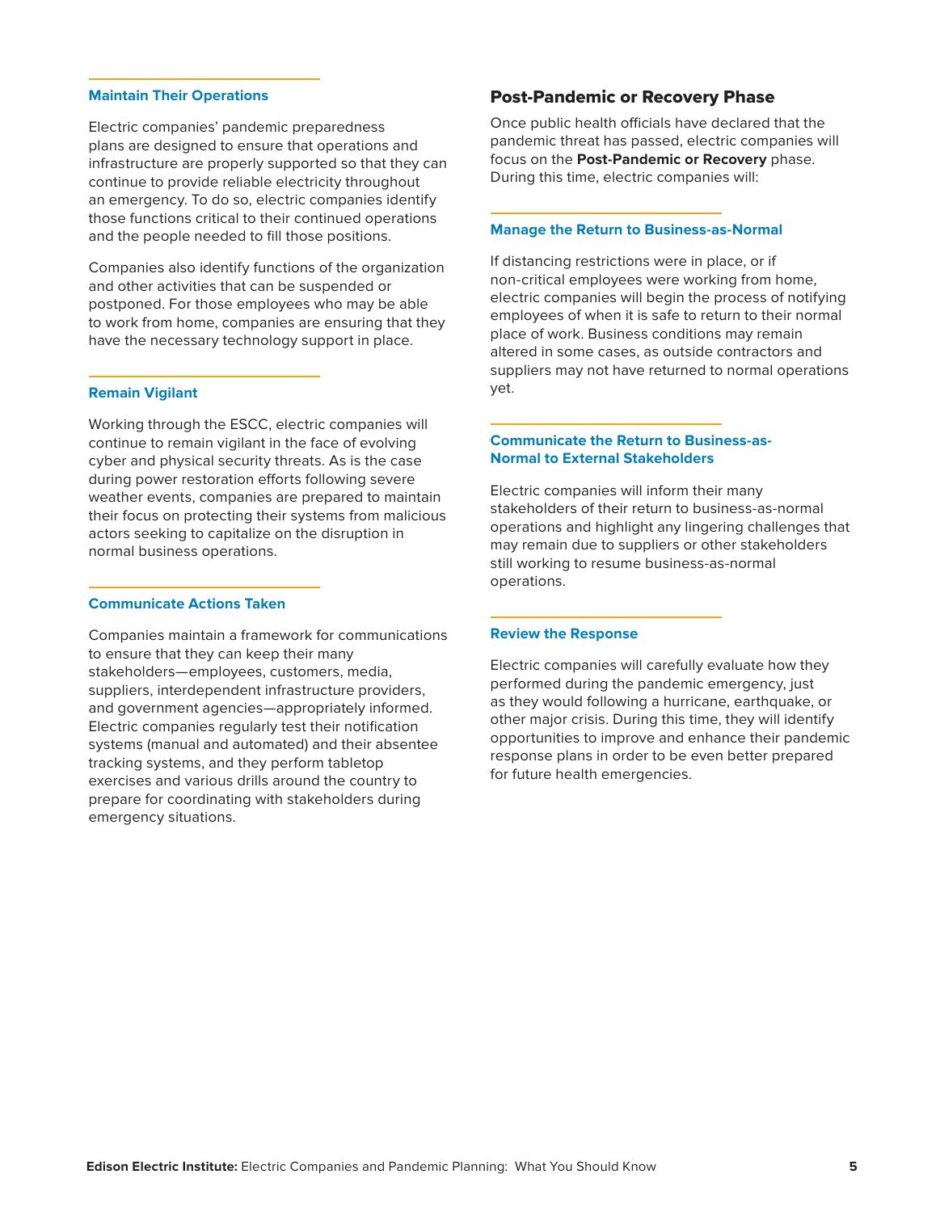### Maintain Their Operations

Electric companies' pandemic preparedness plans are designed to ensure that operations and infrastructure are properly supported so that they can continue to provide reliable electricity throughout an emergency. To do so, electric companies identify those functions critical to their continued operations and the people needed to fill those positions.

Companies also identify functions of the organization and other activities that can be suspended or postponed. For those employees who may be able to work from home, companies are ensuring that they have the necessary technology support in place.

### Remain Vigilant

Working through the ESCC, electric companies will continue to remain vigilant in the face of evolving cyber and physical security threats. As is the case during power restoration efforts following severe weather events, companies are prepared to maintain their focus on protecting their systems from malicious actors seeking to capitalize on the disruption in normal business operations.

### Communicate Actions Taken

Companies maintain a framework for communications to ensure that they can keep their many stakeholders—employees, customers, media, suppliers, interdependent infrastructure providers, and government agencies—appropriately informed. Electric companies regularly test their notification systems (manual and automated) and their absentee tracking systems, and they perform tabletop exercises and various drills around the country to prepare for coordinating with stakeholders during emergency situations.

## Post-Pandemic or Recovery Phase

Once public health officials have declared that the pandemic threat has passed, electric companies will focus on the **Post-Pandemic or Recovery** phase. During this time, electric companies will:

### Manage the Return to Business-as-Normal

If distancing restrictions were in place, or if non-critical employees were working from home, electric companies will begin the process of notifying employees of when it is safe to return to their normal place of work. Business conditions may remain altered in some cases, as outside contractors and suppliers may not have returned to normal operations yet.

### Communicate the Return to Business-as-Normal to External Stakeholders

Electric companies will inform their many stakeholders of their return to business-as-normal operations and highlight any lingering challenges that may remain due to suppliers or other stakeholders still working to resume business-as-normal operations.

### Review the Response

Electric companies will carefully evaluate how they performed during the pandemic emergency, just as they would following a hurricane, earthquake, or other major crisis. During this time, they will identify opportunities to improve and enhance their pandemic response plans in order to be even better prepared for future health emergencies.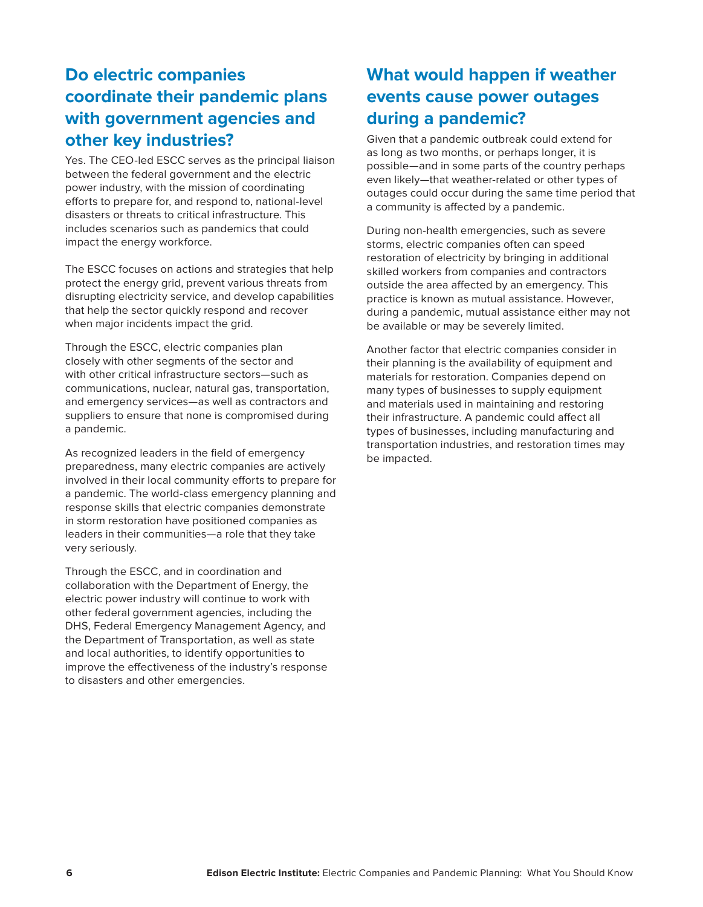## Do electric companies coordinate their pandemic plans with government agencies and other key industries?

Yes. The CEO-led ESCC serves as the principal liaison between the federal government and the electric power industry, with the mission of coordinating efforts to prepare for, and respond to, national-level disasters or threats to critical infrastructure. This includes scenarios such as pandemics that could impact the energy workforce.

The ESCC focuses on actions and strategies that help protect the energy grid, prevent various threats from disrupting electricity service, and develop capabilities that help the sector quickly respond and recover when major incidents impact the grid.

Through the ESCC, electric companies plan closely with other segments of the sector and with other critical infrastructure sectors—such as communications, nuclear, natural gas, transportation, and emergency services—as well as contractors and suppliers to ensure that none is compromised during a pandemic.

As recognized leaders in the field of emergency preparedness, many electric companies are actively involved in their local community efforts to prepare for a pandemic. The world-class emergency planning and response skills that electric companies demonstrate in storm restoration have positioned companies as leaders in their communities—a role that they take very seriously.

Through the ESCC, and in coordination and collaboration with the Department of Energy, the electric power industry will continue to work with other federal government agencies, including the DHS, Federal Emergency Management Agency, and the Department of Transportation, as well as state and local authorities, to identify opportunities to improve the effectiveness of the industry's response to disasters and other emergencies.

## What would happen if weather events cause power outages during a pandemic?

Given that a pandemic outbreak could extend for as long as two months, or perhaps longer, it is possible—and in some parts of the country perhaps even likely—that weather-related or other types of outages could occur during the same time period that a community is affected by a pandemic.

During non-health emergencies, such as severe storms, electric companies often can speed restoration of electricity by bringing in additional skilled workers from companies and contractors outside the area affected by an emergency. This practice is known as mutual assistance. However, during a pandemic, mutual assistance either may not be available or may be severely limited.

Another factor that electric companies consider in their planning is the availability of equipment and materials for restoration. Companies depend on many types of businesses to supply equipment and materials used in maintaining and restoring their infrastructure. A pandemic could affect all types of businesses, including manufacturing and transportation industries, and restoration times may be impacted.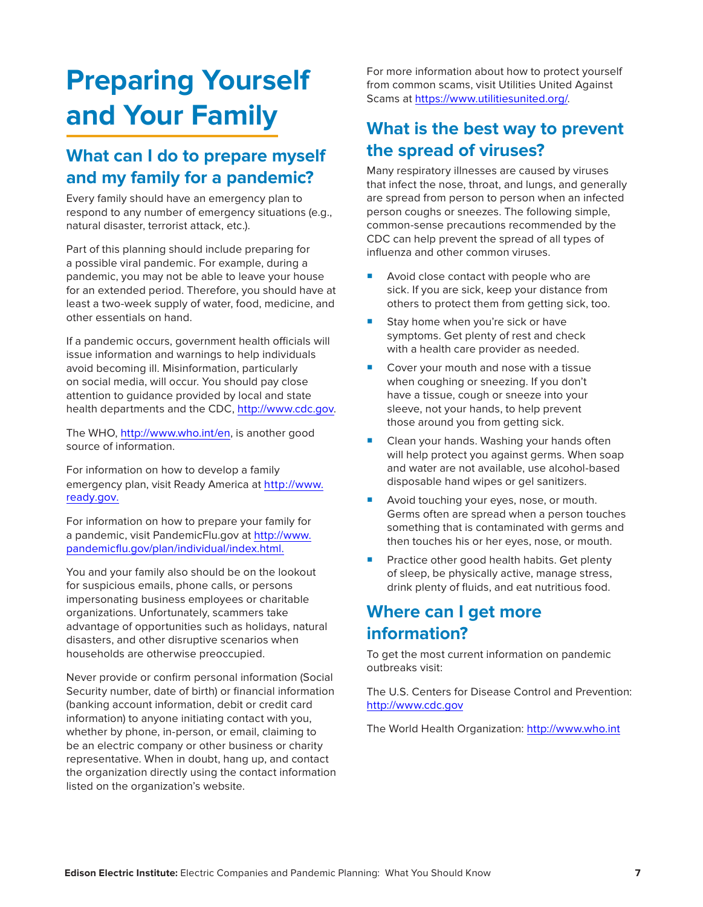# Preparing Yourself and Your Family

## What can I do to prepare myself and my family for a pandemic?

Every family should have an emergency plan to respond to any number of emergency situations (e.g., natural disaster, terrorist attack, etc.).

Part of this planning should include preparing for a possible viral pandemic. For example, during a pandemic, you may not be able to leave your house for an extended period. Therefore, you should have at least a two-week supply of water, food, medicine, and other essentials on hand.

If a pandemic occurs, government health officials will issue information and warnings to help individuals avoid becoming ill. Misinformation, particularly on social media, will occur. You should pay close attention to guidance provided by local and state health departments and the CDC, http://www.cdc.gov.

The WHO, http://www.who.int/en, is another good source of information.

For information on how to develop a family emergency plan, visit Ready America at http://www.ready.gov.

For information on how to prepare your family for a pandemic, visit PandemicFlu.gov at http://www.pandemicflu.gov/plan/individual/index.html.

You and your family also should be on the lookout for suspicious emails, phone calls, or persons impersonating business employees or charitable organizations. Unfortunately, scammers take advantage of opportunities such as holidays, natural disasters, and other disruptive scenarios when households are otherwise preoccupied.

Never provide or confirm personal information (Social Security number, date of birth) or financial information (banking account information, debit or credit card information) to anyone initiating contact with you, whether by phone, in-person, or email, claiming to be an electric company or other business or charity representative. When in doubt, hang up, and contact the organization directly using the contact information listed on the organization's website.

For more information about how to protect yourself from common scams, visit Utilities United Against Scams at https://www.utilitiesunited.org/.

## What is the best way to prevent the spread of viruses?

Many respiratory illnesses are caused by viruses that infect the nose, throat, and lungs, and generally are spread from person to person when an infected person coughs or sneezes. The following simple, common-sense precautions recommended by the CDC can help prevent the spread of all types of influenza and other common viruses.

- Avoid close contact with people who are sick. If you are sick, keep your distance from others to protect them from getting sick, too.
- Stay home when you're sick or have symptoms. Get plenty of rest and check with a health care provider as needed.
- Cover your mouth and nose with a tissue when coughing or sneezing. If you don't have a tissue, cough or sneeze into your sleeve, not your hands, to help prevent those around you from getting sick.
- Clean your hands. Washing your hands often will help protect you against germs. When soap and water are not available, use alcohol-based disposable hand wipes or gel sanitizers.
- Avoid touching your eyes, nose, or mouth. Germs often are spread when a person touches something that is contaminated with germs and then touches his or her eyes, nose, or mouth.
- Practice other good health habits. Get plenty of sleep, be physically active, manage stress, drink plenty of fluids, and eat nutritious food.

## Where can I get more information?

To get the most current information on pandemic outbreaks visit:

The U.S. Centers for Disease Control and Prevention: http://www.cdc.gov

The World Health Organization: http://www.who.int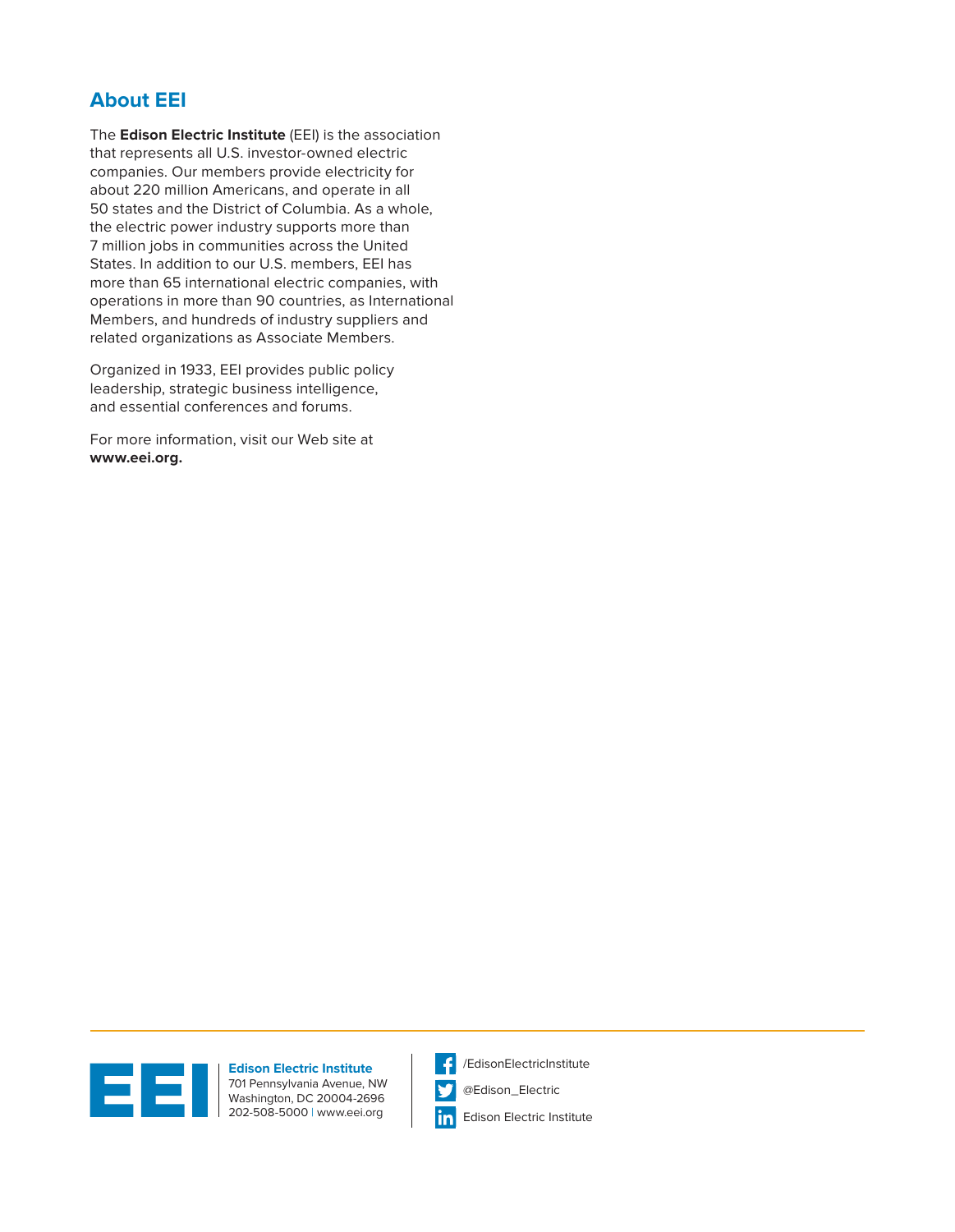## About EEI

The **Edison Electric Institute** (EEI) is the association that represents all U.S. investor-owned electric companies. Our members provide electricity for about 220 million Americans, and operate in all 50 states and the District of Columbia. As a whole, the electric power industry supports more than 7 million jobs in communities across the United States. In addition to our U.S. members, EEI has more than 65 international electric companies, with operations in more than 90 countries, as International Members, and hundreds of industry suppliers and related organizations as Associate Members.

Organized in 1933, EEI provides public policy leadership, strategic business intelligence, and essential conferences and forums.

For more information, visit our Web site at **www.eei.org.**

**Edison Electric Institute**
701 Pennsylvania Avenue, NW
Washington, DC 20004-2696
202-508-5000 | www.eei.org

/EdisonElectricInstitute
@Edison_Electric
Edison Electric Institute